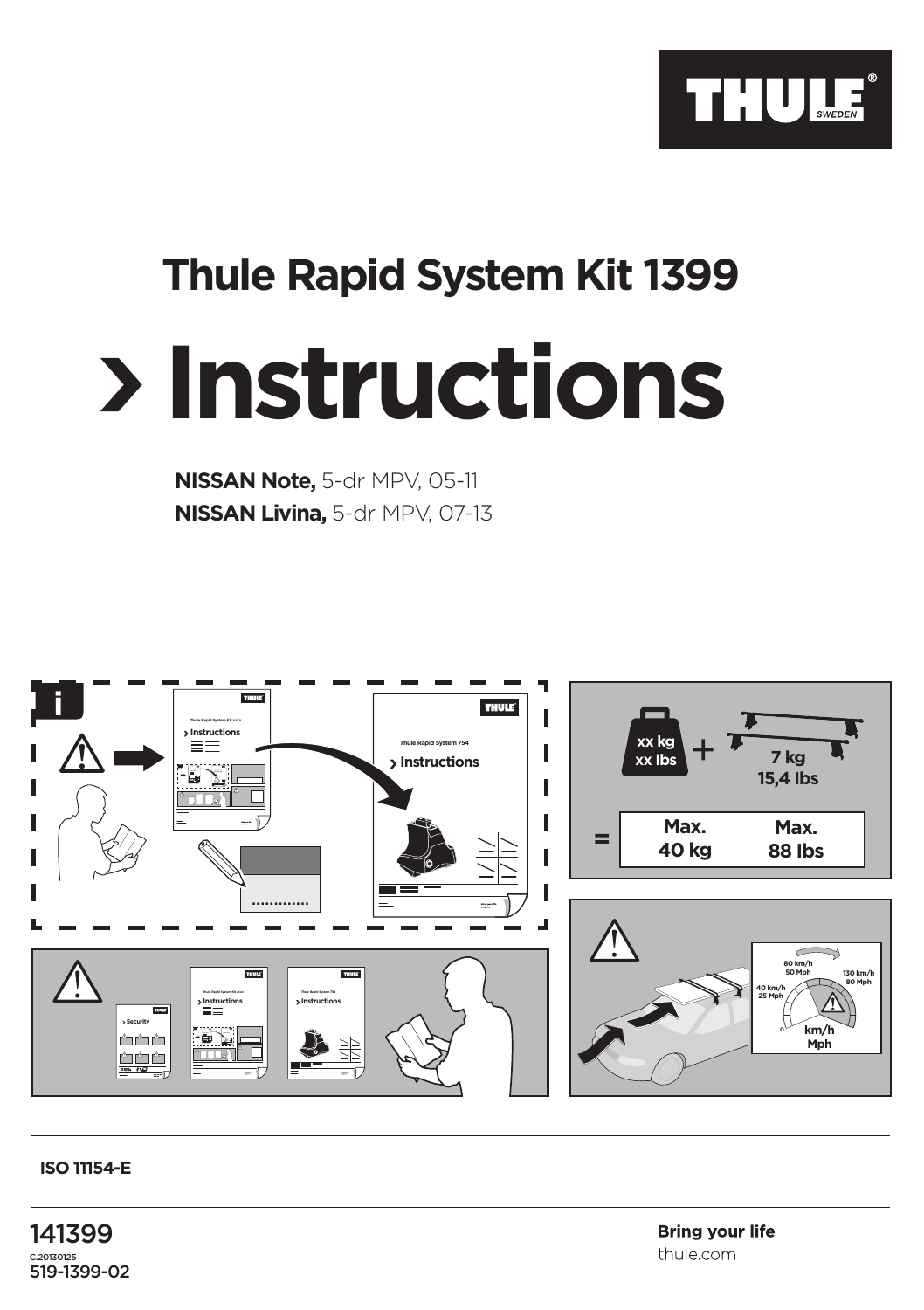# Thule Rapid System Kit 1399

# › Instructions

**NISSAN Note,** 5-dr MPV, 05-11
**NISSAN Livina,** 5-dr MPV, 07-13

xx kg
xx lbs
+
7 kg
15,4 lbs

=

| Max. 40 kg | Max. 88 lbs |
|---|---|

40 km/h 25 Mph
80 km/h 50 Mph
130 km/h 80 Mph
km/h Mph

ISO 11154-E

141399
C.20130125
519-1399-02

**Bring your life**
thule.com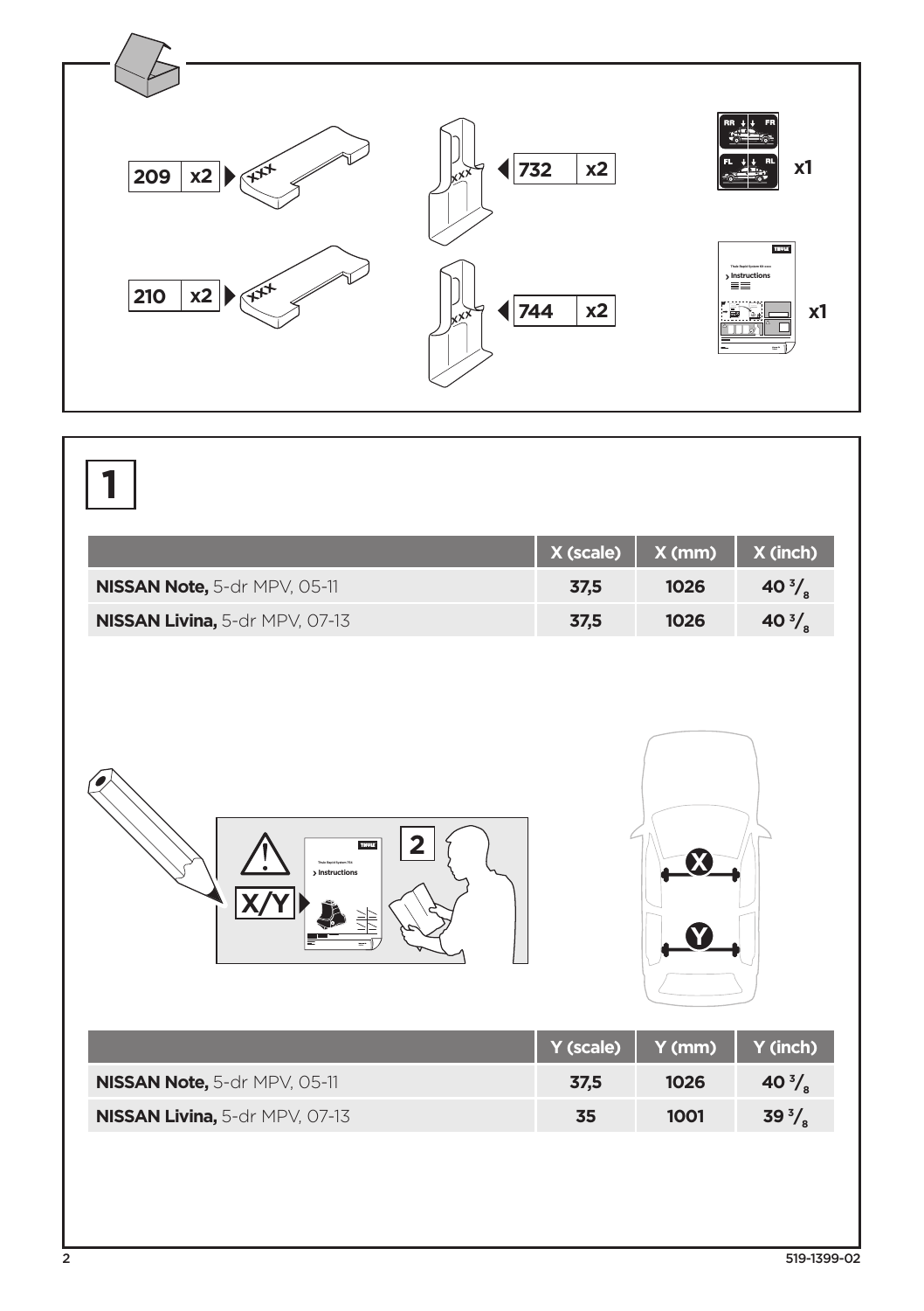| 209 | x2 |
|---|---|
| 210 | x2 |
| 732 | x2 |
| 744 | x2 |

RR FR FL RL x1

Thule Rapid System Kit  
› Instructions  
x1

# 1

| | X (scale) | X (mm) | X (inch) |
|---|---|---|---|
| **NISSAN Note,** 5-dr MPV, 05-11 | **37,5** | **1026** | **40 $^3/_8$** |
| **NISSAN Livina,** 5-dr MPV, 07-13 | **37,5** | **1026** | **40 $^3/_8$** |

X/Y

Thule Rapid System 754  
› Instructions

2

X

Y

| | Y (scale) | Y (mm) | Y (inch) |
|---|---|---|---|
| **NISSAN Note,** 5-dr MPV, 05-11 | **37,5** | **1026** | **40 $^3/_8$** |
| **NISSAN Livina,** 5-dr MPV, 07-13 | **35** | **1001** | **39 $^3/_8$** |

519-1399-02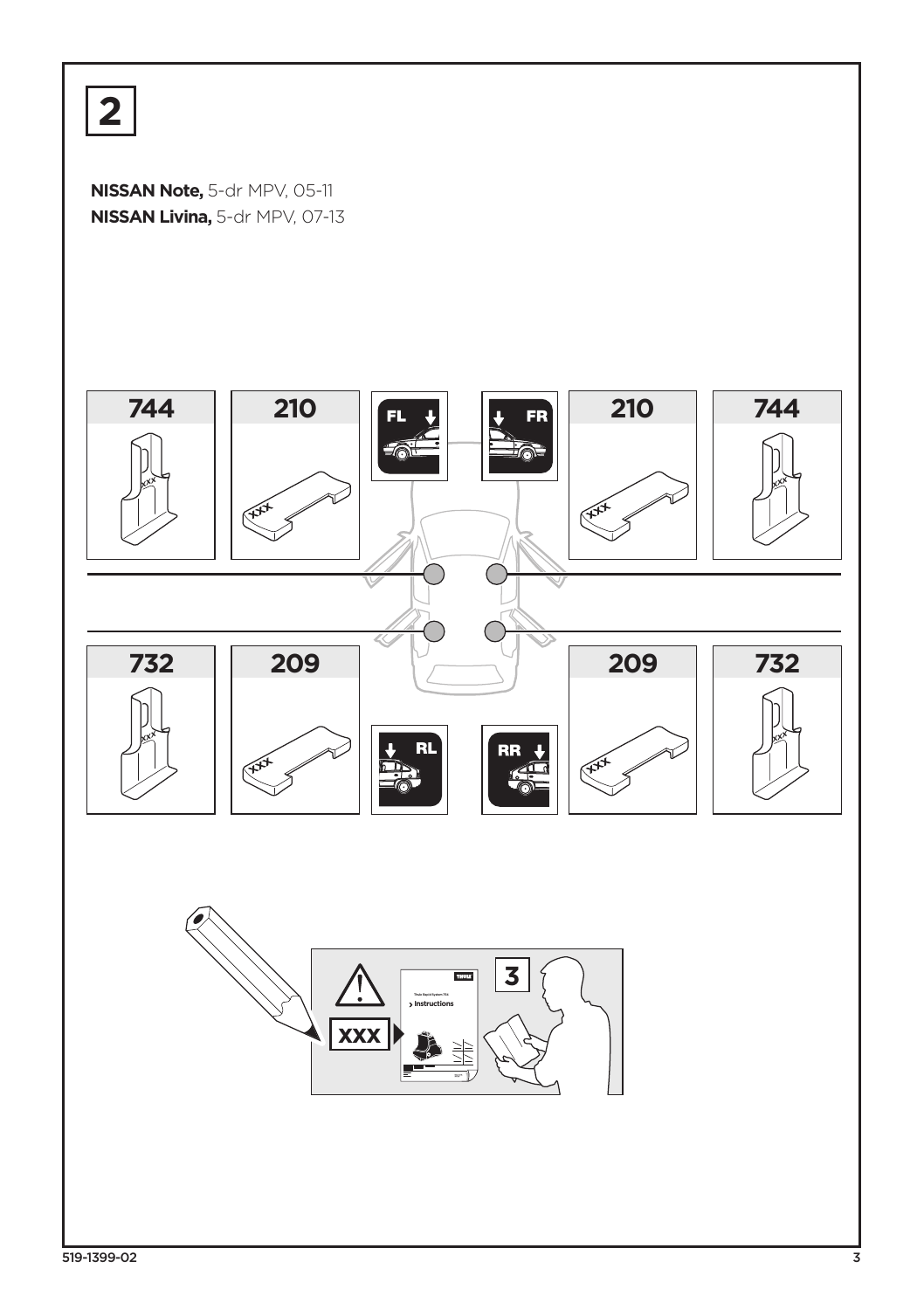**2**

**NISSAN Note,** 5-dr MPV, 05-11
**NISSAN Livina,** 5-dr MPV, 07-13

| | | | | | |
|---|---|---|---|---|---|
| 744 | 210 | FL | FR | 210 | 744 |
| 732 | 209 | RL | RR | 209 | 732 |

XXX

3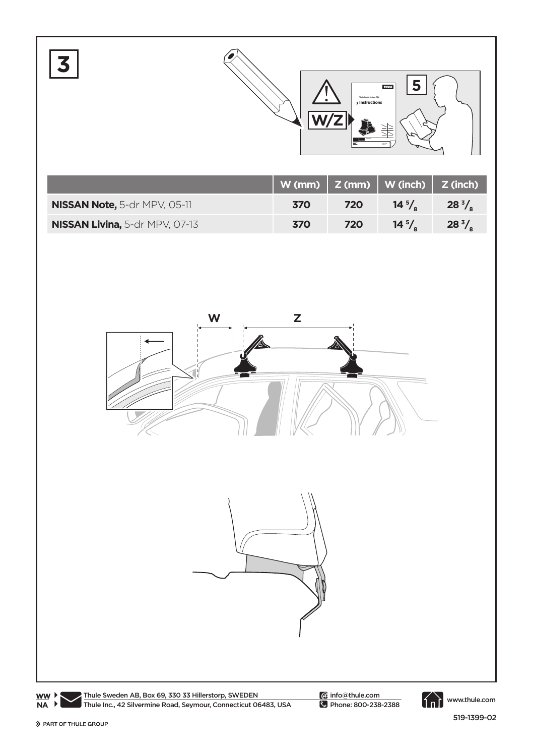# 3

| | W (mm) | Z (mm) | W (inch) | Z (inch) |
|---|---|---|---|---|
| **NISSAN Note,** 5-dr MPV, 05-11 | 370 | 720 | $14\,^5/_8$ | $28\,^3/_8$ |
| **NISSAN Livina,** 5-dr MPV, 07-13 | 370 | 720 | $14\,^5/_8$ | $28\,^3/_8$ |

W

Z

WW Thule Sweden AB, Box 69, 330 33 Hillerstorp, SWEDEN

NA Thule Inc., 42 Silvermine Road, Seymour, Connecticut 06483, USA

info@thule.com

Phone: 800-238-2388

www.thule.com

519-1399-02

PART OF THULE GROUP